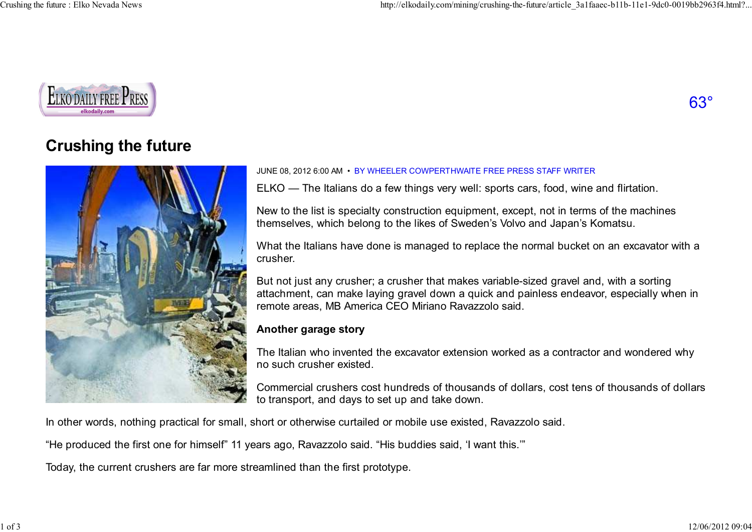# Crushing the future

JUNE 08, 2012 6:00 AM • BY WHEELER COWPERTHWAITE FREE PRESS STAFF WRITER

ELKO — The Italians do a few things very well: sports cars, food, wine and flirtation.

New to the list is specialty construction equipment, except, not in terms of the machines themselves, which belong to the likes of Sweden's Volvo and Japan's Komatsu.

What the Italians have done is managed to replace the normal bucket on an excavator with a crusher.

But not just any crusher; a crusher that makes variable-sized gravel and, with a sorting attachment, can make laying gravel down a quick and painless endeavor, especially when in remote areas, MB America CEO Miriano Ravazzolo said.

**Another garage story**

The Italian who invented the excavator extension worked as a contractor and wondered why no such crusher existed.

Commercial crushers cost hundreds of thousands of dollars, cost tens of thousands of dollars to transport, and days to set up and take down.

In other words, nothing practical for small, short or otherwise curtailed or mobile use existed, Ravazzolo said.

"He produced the first one for himself" 11 years ago, Ravazzolo said. "His buddies said, 'I want this.'"

Today, the current crushers are far more streamlined than the first prototype.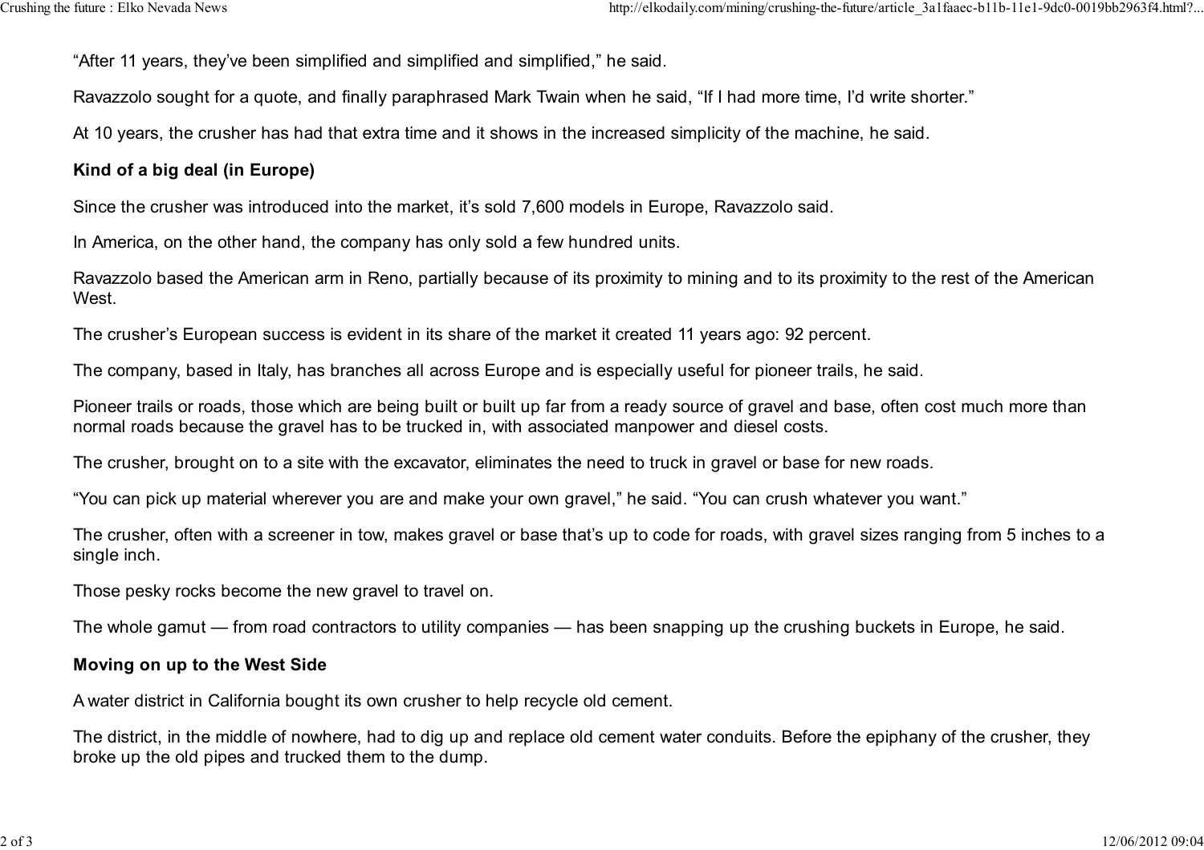"After 11 years, they've been simplified and simplified and simplified," he said.

Ravazzolo sought for a quote, and finally paraphrased Mark Twain when he said, "If I had more time, I'd write shorter."

At 10 years, the crusher has had that extra time and it shows in the increased simplicity of the machine, he said.

**Kind of a big deal (in Europe)**

Since the crusher was introduced into the market, it's sold 7,600 models in Europe, Ravazzolo said.

In America, on the other hand, the company has only sold a few hundred units.

Ravazzolo based the American arm in Reno, partially because of its proximity to mining and to its proximity to the rest of the American West.

The crusher's European success is evident in its share of the market it created 11 years ago: 92 percent.

The company, based in Italy, has branches all across Europe and is especially useful for pioneer trails, he said.

Pioneer trails or roads, those which are being built or built up far from a ready source of gravel and base, often cost much more than normal roads because the gravel has to be trucked in, with associated manpower and diesel costs.

The crusher, brought on to a site with the excavator, eliminates the need to truck in gravel or base for new roads.

"You can pick up material wherever you are and make your own gravel," he said. "You can crush whatever you want."

The crusher, often with a screener in tow, makes gravel or base that's up to code for roads, with gravel sizes ranging from 5 inches to a single inch.

Those pesky rocks become the new gravel to travel on.

The whole gamut — from road contractors to utility companies — has been snapping up the crushing buckets in Europe, he said.

**Moving on up to the West Side**

A water district in California bought its own crusher to help recycle old cement.

The district, in the middle of nowhere, had to dig up and replace old cement water conduits. Before the epiphany of the crusher, they broke up the old pipes and trucked them to the dump.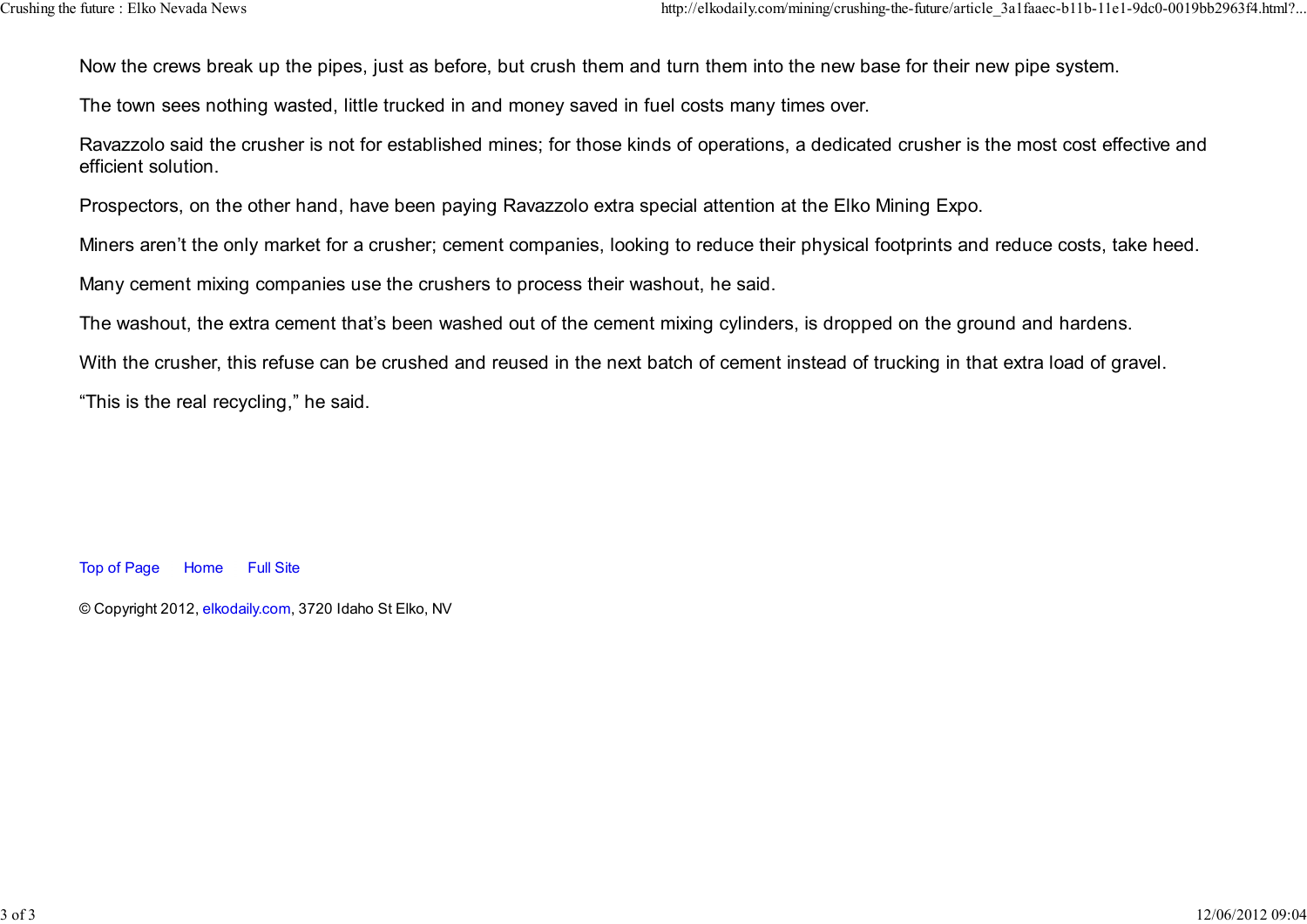Now the crews break up the pipes, just as before, but crush them and turn them into the new base for their new pipe system.

The town sees nothing wasted, little trucked in and money saved in fuel costs many times over.

Ravazzolo said the crusher is not for established mines; for those kinds of operations, a dedicated crusher is the most cost effective and efficient solution.

Prospectors, on the other hand, have been paying Ravazzolo extra special attention at the Elko Mining Expo.

Miners aren't the only market for a crusher; cement companies, looking to reduce their physical footprints and reduce costs, take heed.

Many cement mixing companies use the crushers to process their washout, he said.

The washout, the extra cement that's been washed out of the cement mixing cylinders, is dropped on the ground and hardens.

With the crusher, this refuse can be crushed and reused in the next batch of cement instead of trucking in that extra load of gravel.

"This is the real recycling," he said.

Top of Page    Home    Full Site

© Copyright 2012, elkodaily.com, 3720 Idaho St Elko, NV